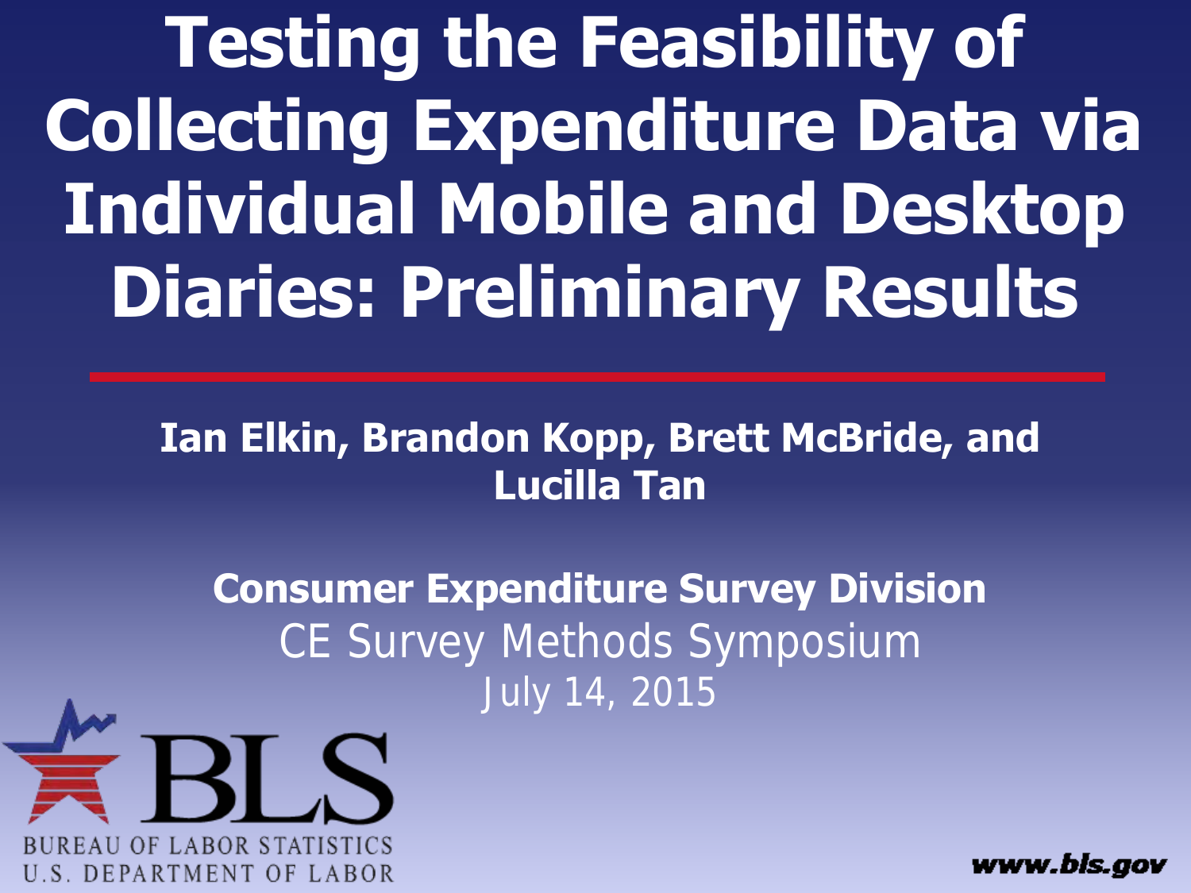# Testing the Feasibility of Collecting Expenditure Data via Individual Mobile and Desktop Diaries: Preliminary Results

**Ian Elkin, Brandon Kopp, Brett McBride, and Lucilla Tan**

**Consumer Expenditure Survey Division**

CE Survey Methods Symposium

July 14, 2015

BLS

BUREAU OF LABOR STATISTICS
U.S. DEPARTMENT OF LABOR

www.bls.gov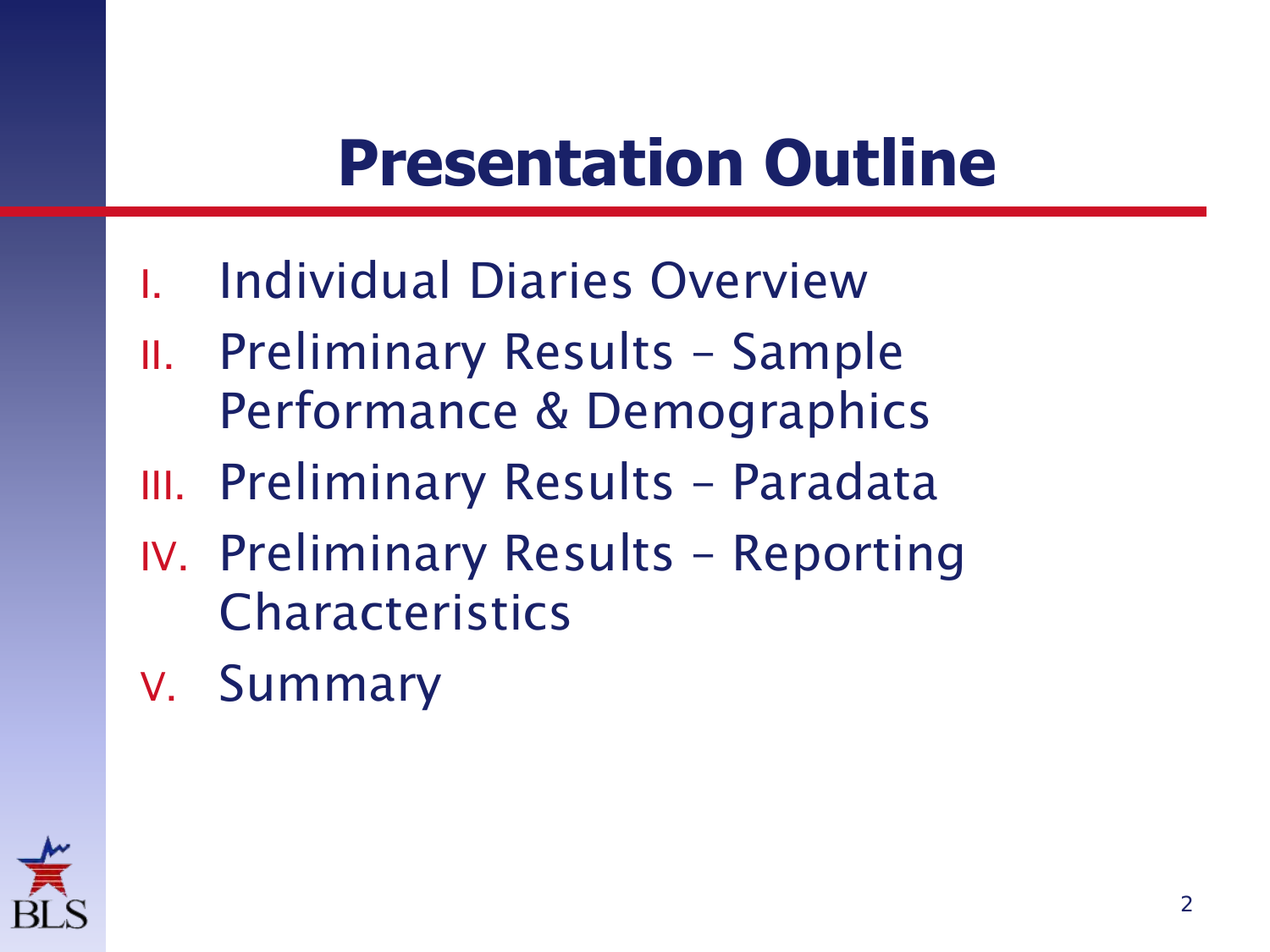# Presentation Outline

I. Individual Diaries Overview

II. Preliminary Results – Sample Performance & Demographics

III. Preliminary Results – Paradata

IV. Preliminary Results – Reporting Characteristics

V. Summary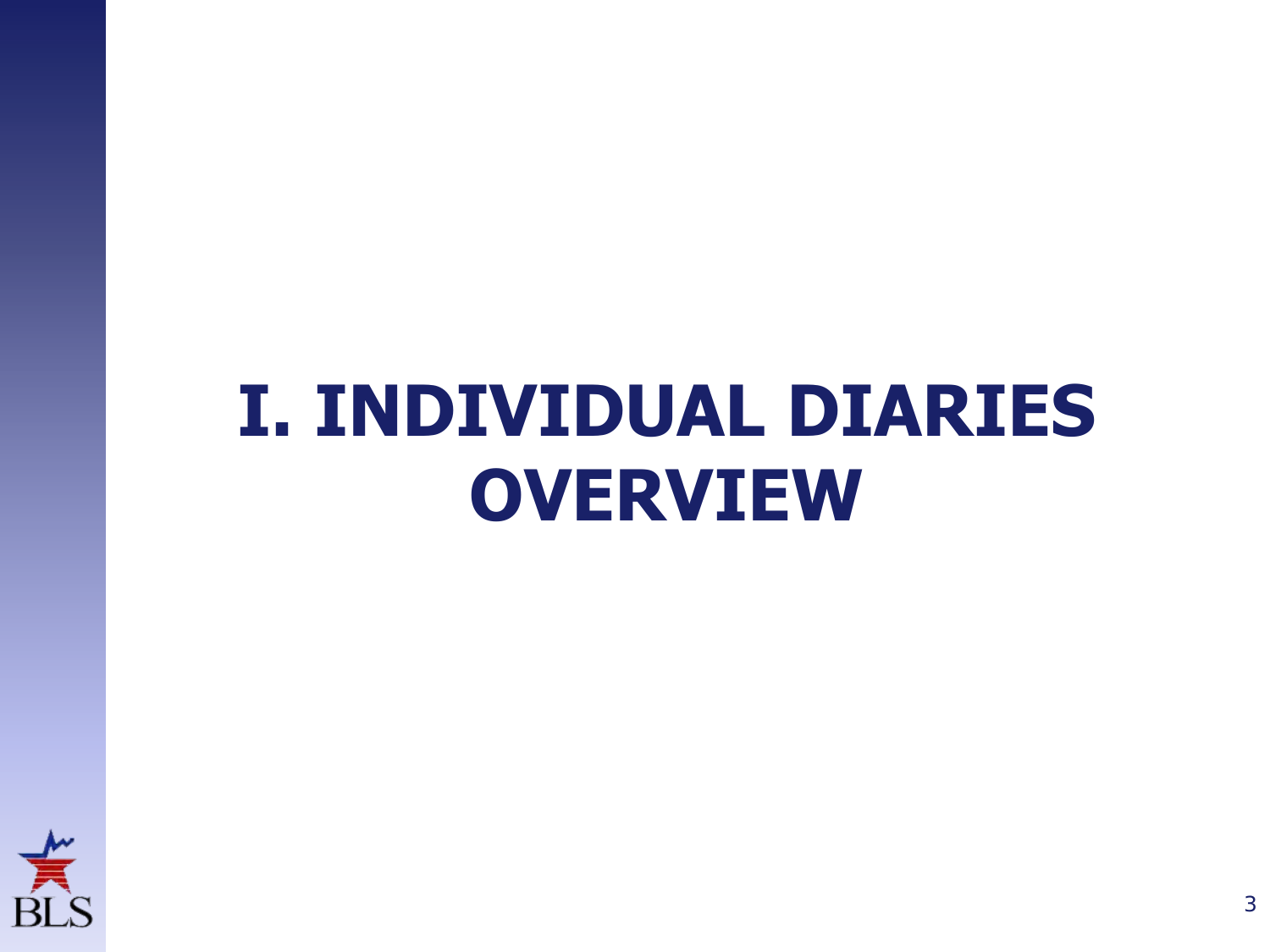# I. INDIVIDUAL DIARIES OVERVIEW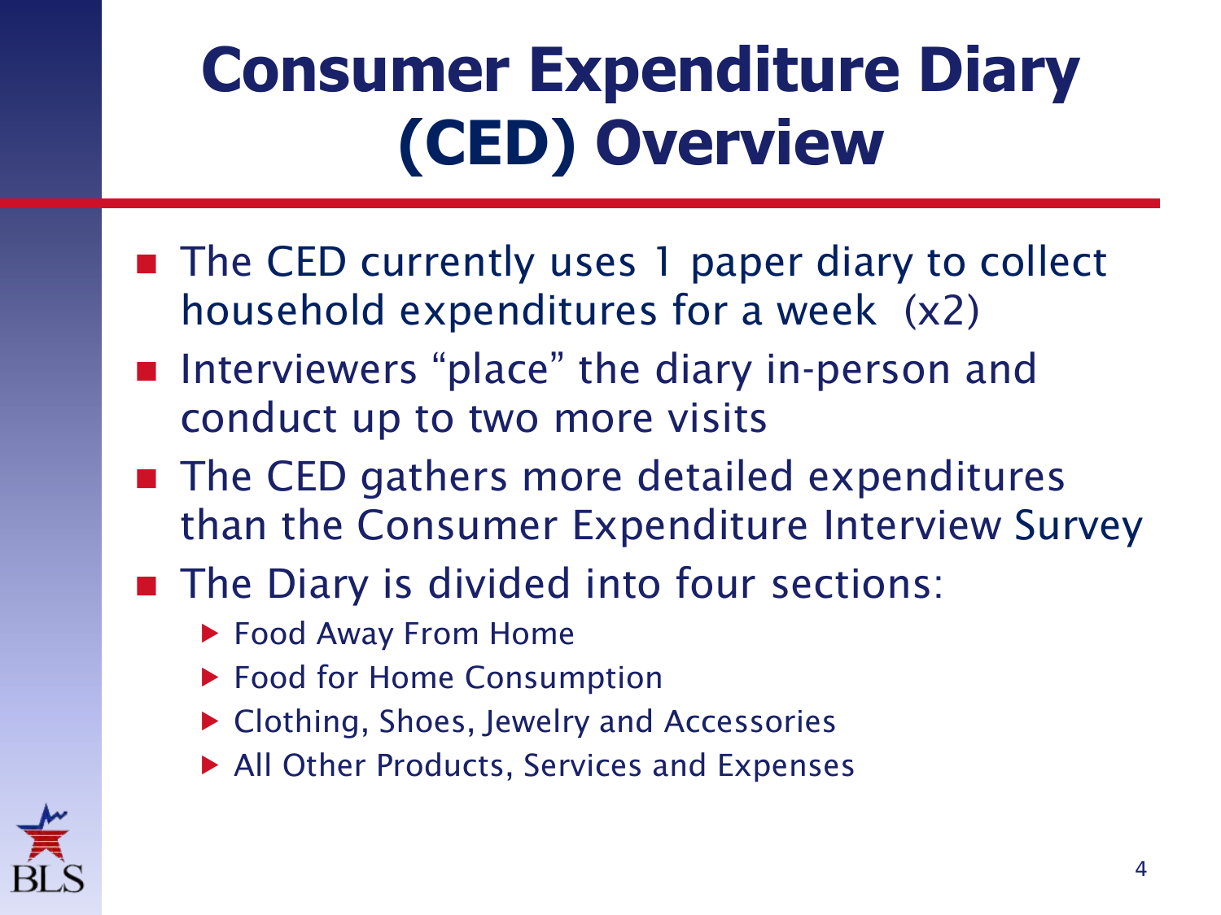# Consumer Expenditure Diary (CED) Overview

- The CED currently uses 1 paper diary to collect household expenditures for a week (x2)
- Interviewers "place" the diary in-person and conduct up to two more visits
- The CED gathers more detailed expenditures than the Consumer Expenditure Interview Survey
- The Diary is divided into four sections:
  - Food Away From Home
  - Food for Home Consumption
  - Clothing, Shoes, Jewelry and Accessories
  - All Other Products, Services and Expenses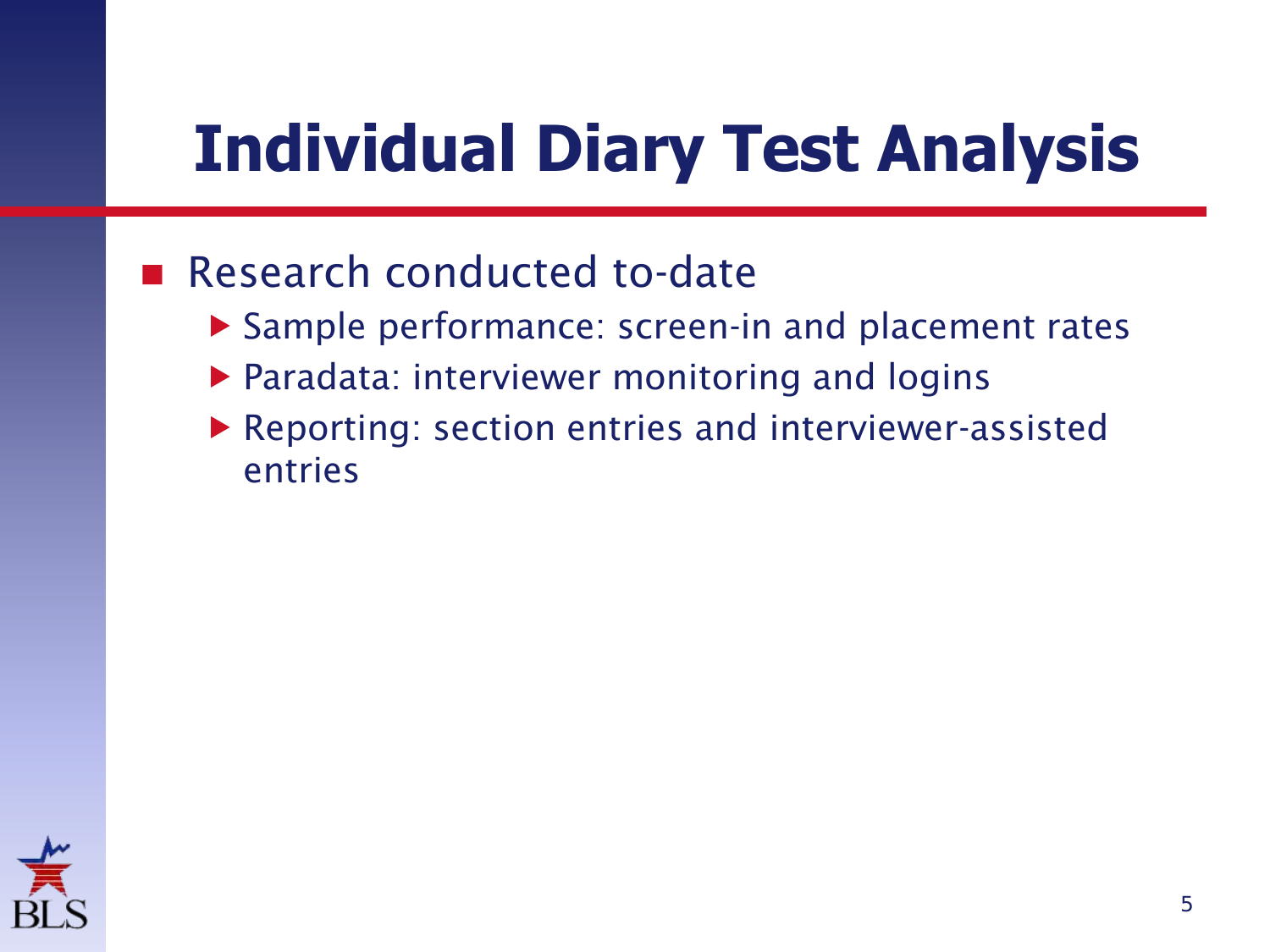# Individual Diary Test Analysis

- Research conducted to-date
  - Sample performance: screen-in and placement rates
  - Paradata: interviewer monitoring and logins
  - Reporting: section entries and interviewer-assisted entries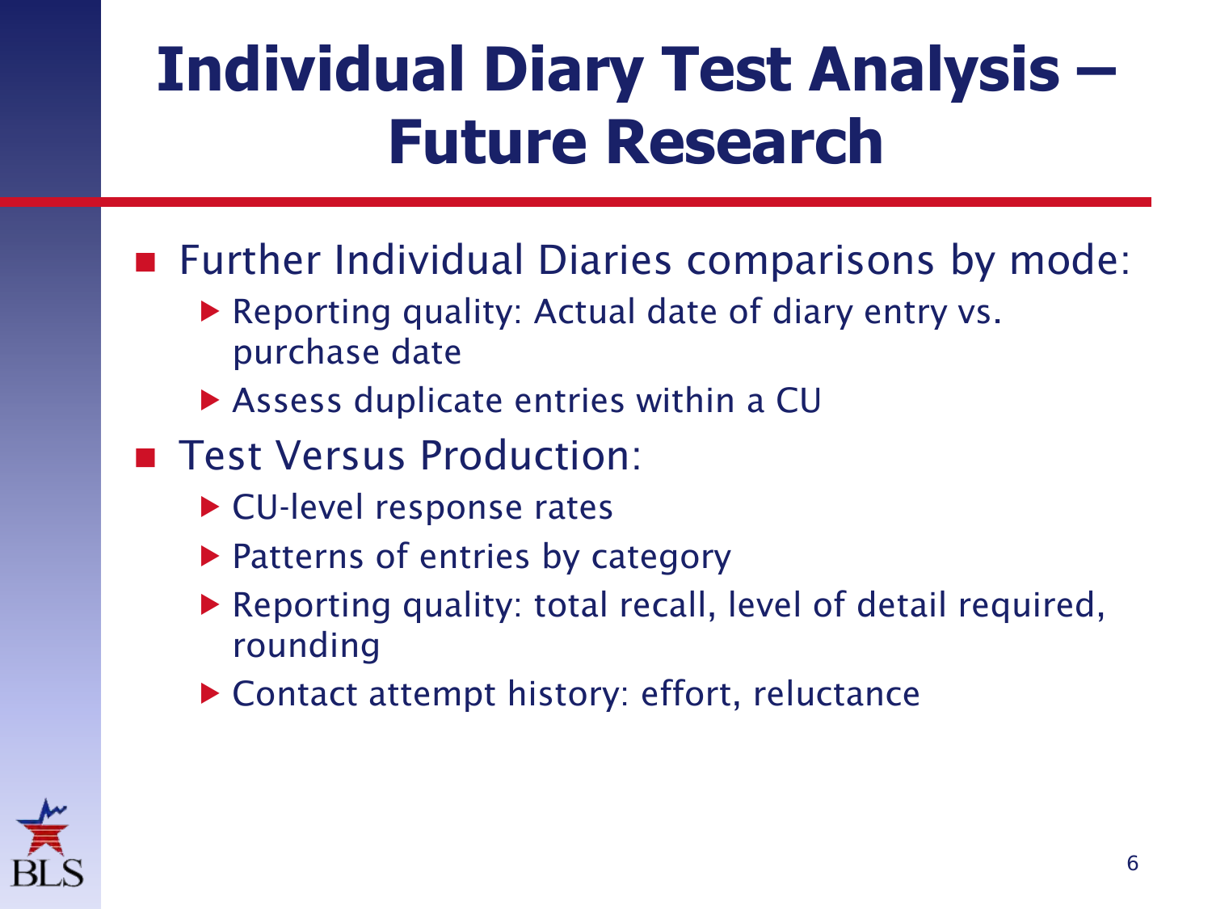# Individual Diary Test Analysis – Future Research

- Further Individual Diaries comparisons by mode:
  - Reporting quality: Actual date of diary entry vs. purchase date
  - Assess duplicate entries within a CU
- Test Versus Production:
  - CU-level response rates
  - Patterns of entries by category
  - Reporting quality: total recall, level of detail required, rounding
  - Contact attempt history: effort, reluctance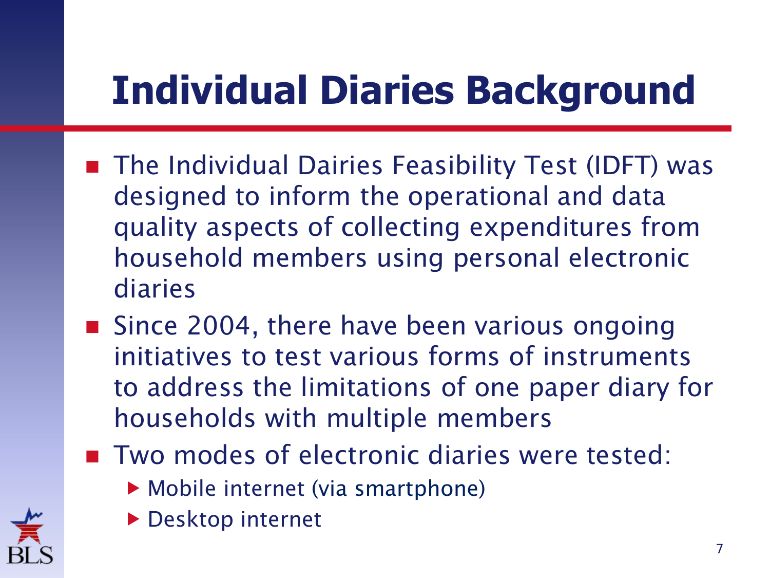# Individual Diaries Background

- The Individual Dairies Feasibility Test (IDFT) was designed to inform the operational and data quality aspects of collecting expenditures from household members using personal electronic diaries
- Since 2004, there have been various ongoing initiatives to test various forms of instruments to address the limitations of one paper diary for households with multiple members
- Two modes of electronic diaries were tested:
  - Mobile internet (via smartphone)
  - Desktop internet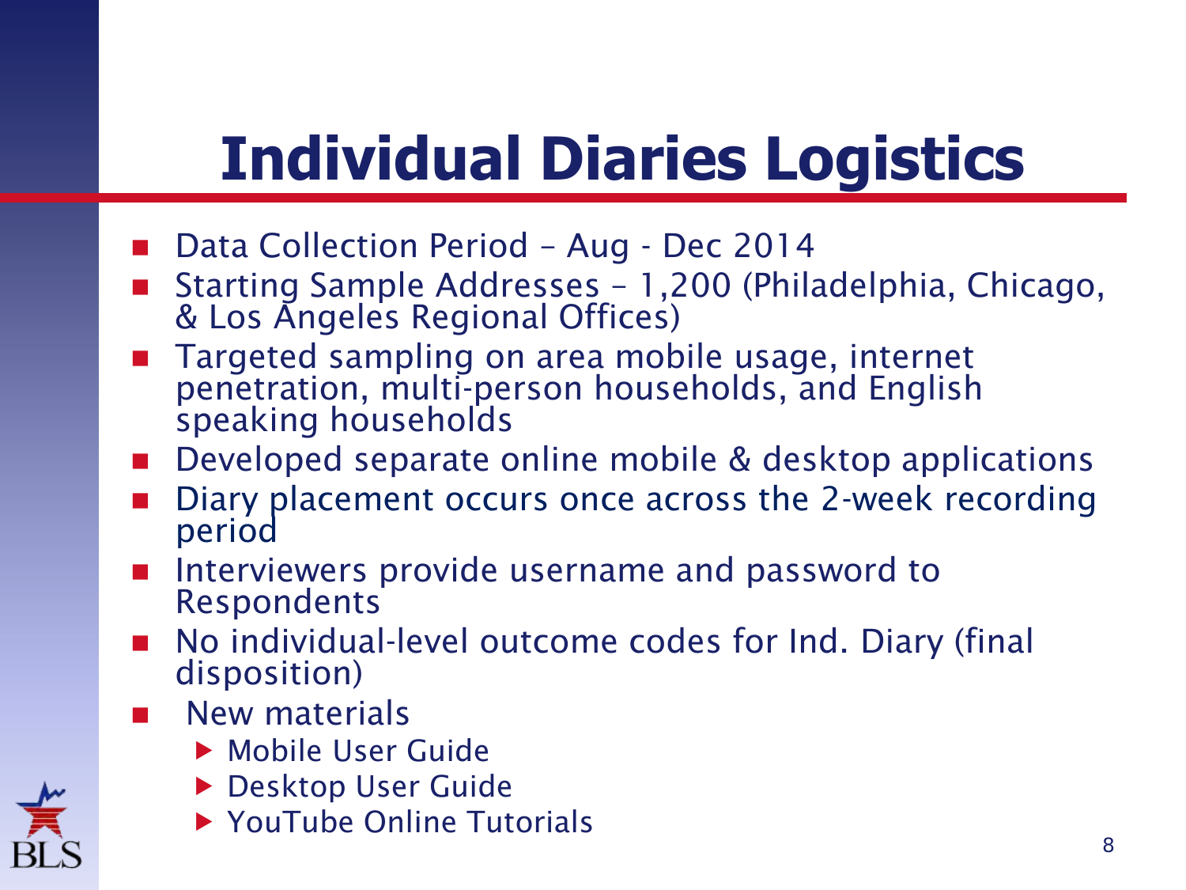# Individual Diaries Logistics

- Data Collection Period – Aug - Dec 2014
- Starting Sample Addresses – 1,200 (Philadelphia, Chicago, & Los Angeles Regional Offices)
- Targeted sampling on area mobile usage, internet penetration, multi-person households, and English speaking households
- Developed separate online mobile & desktop applications
- Diary placement occurs once across the 2-week recording period
- Interviewers provide username and password to Respondents
- No individual-level outcome codes for Ind. Diary (final disposition)
- New materials
  - Mobile User Guide
  - Desktop User Guide
  - YouTube Online Tutorials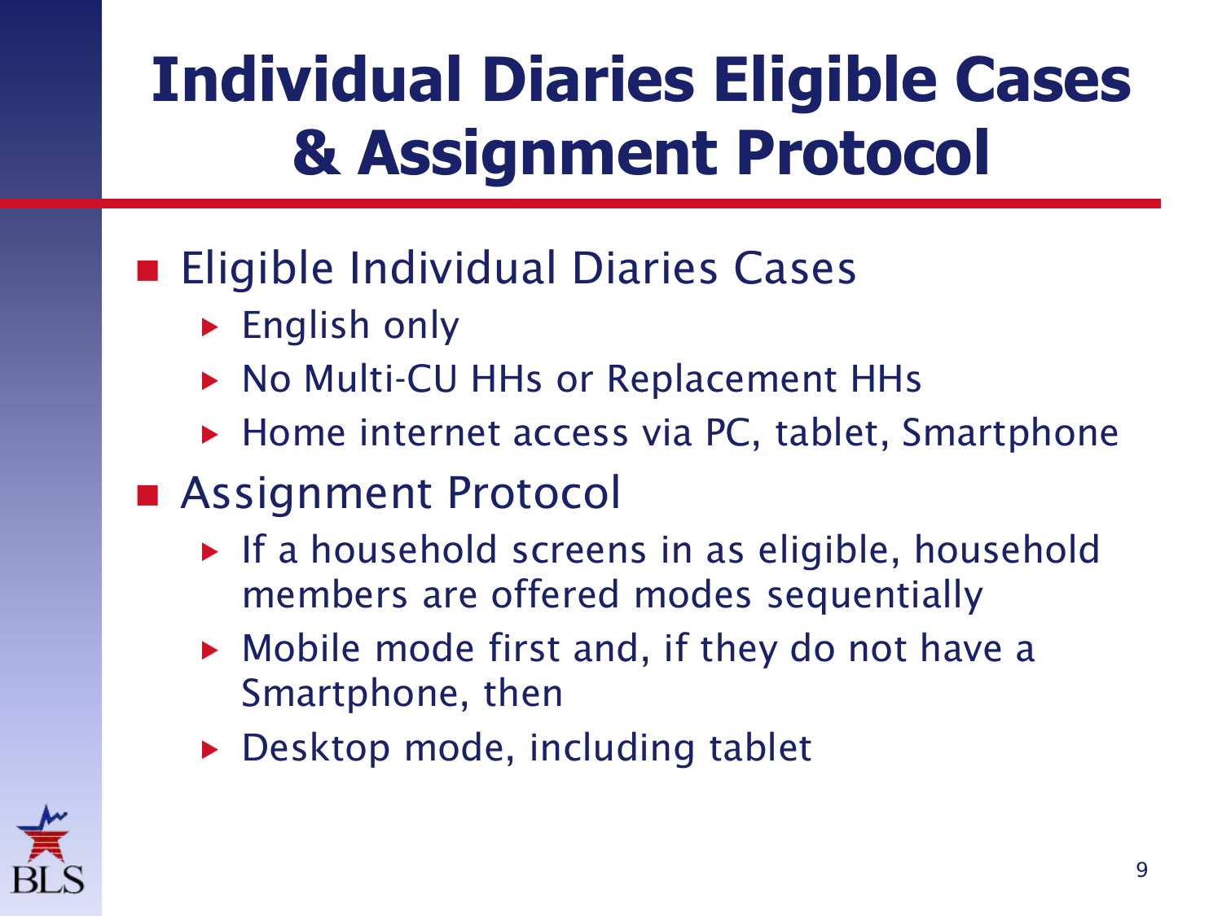# Individual Diaries Eligible Cases & Assignment Protocol

- Eligible Individual Diaries Cases
  - English only
  - No Multi-CU HHs or Replacement HHs
  - Home internet access via PC, tablet, Smartphone
- Assignment Protocol
  - If a household screens in as eligible, household members are offered modes sequentially
  - Mobile mode first and, if they do not have a Smartphone, then
  - Desktop mode, including tablet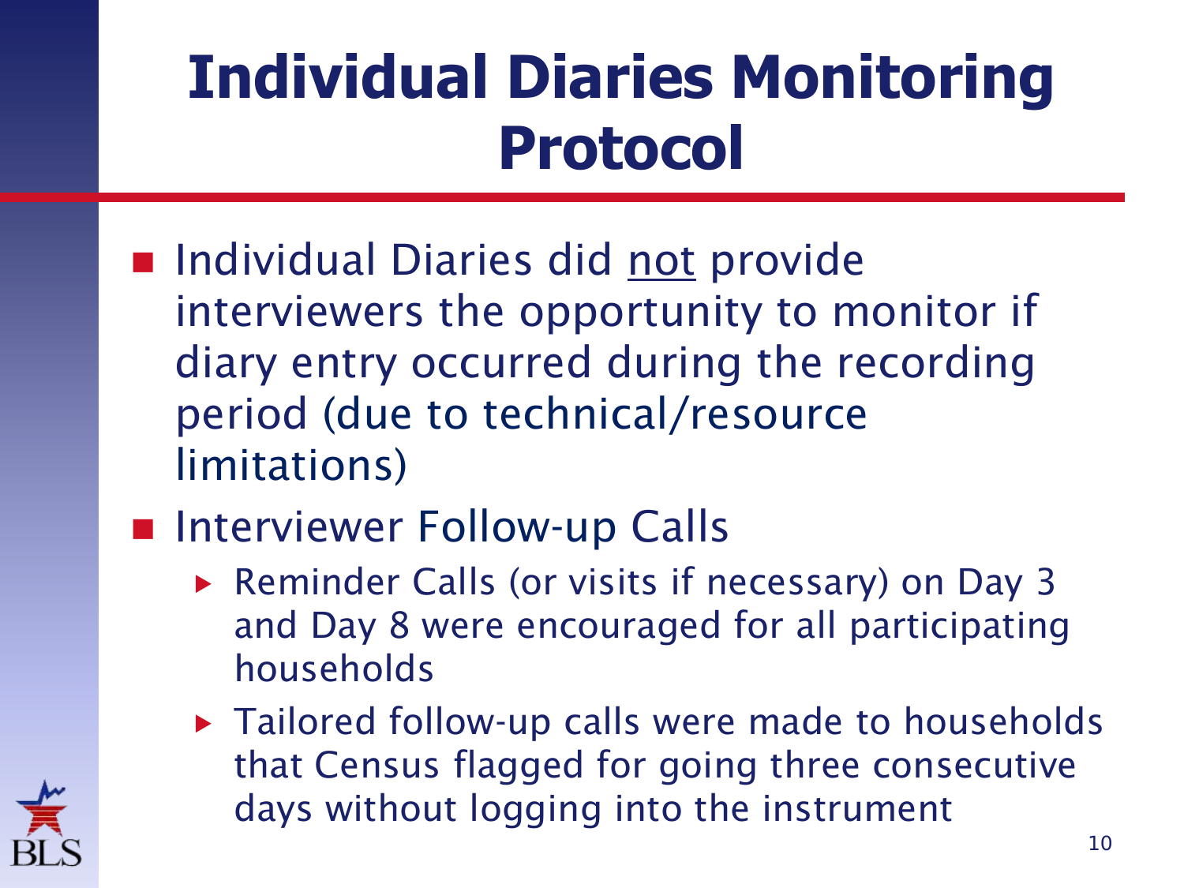# Individual Diaries Monitoring Protocol

- Individual Diaries did <u>not</u> provide interviewers the opportunity to monitor if diary entry occurred during the recording period (due to technical/resource limitations)
- Interviewer Follow-up Calls
  - Reminder Calls (or visits if necessary) on Day 3 and Day 8 were encouraged for all participating households
  - Tailored follow-up calls were made to households that Census flagged for going three consecutive days without logging into the instrument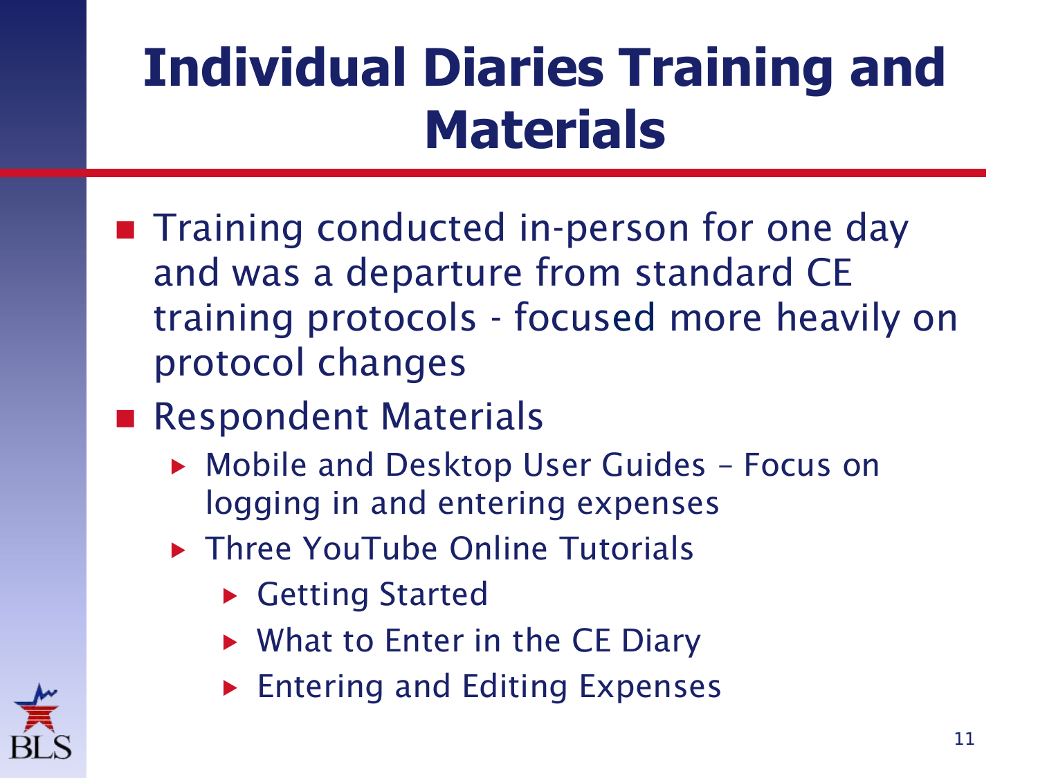# Individual Diaries Training and Materials

- Training conducted in-person for one day and was a departure from standard CE training protocols - focused more heavily on protocol changes
- Respondent Materials
  - Mobile and Desktop User Guides – Focus on logging in and entering expenses
  - Three YouTube Online Tutorials
    - Getting Started
    - What to Enter in the CE Diary
    - Entering and Editing Expenses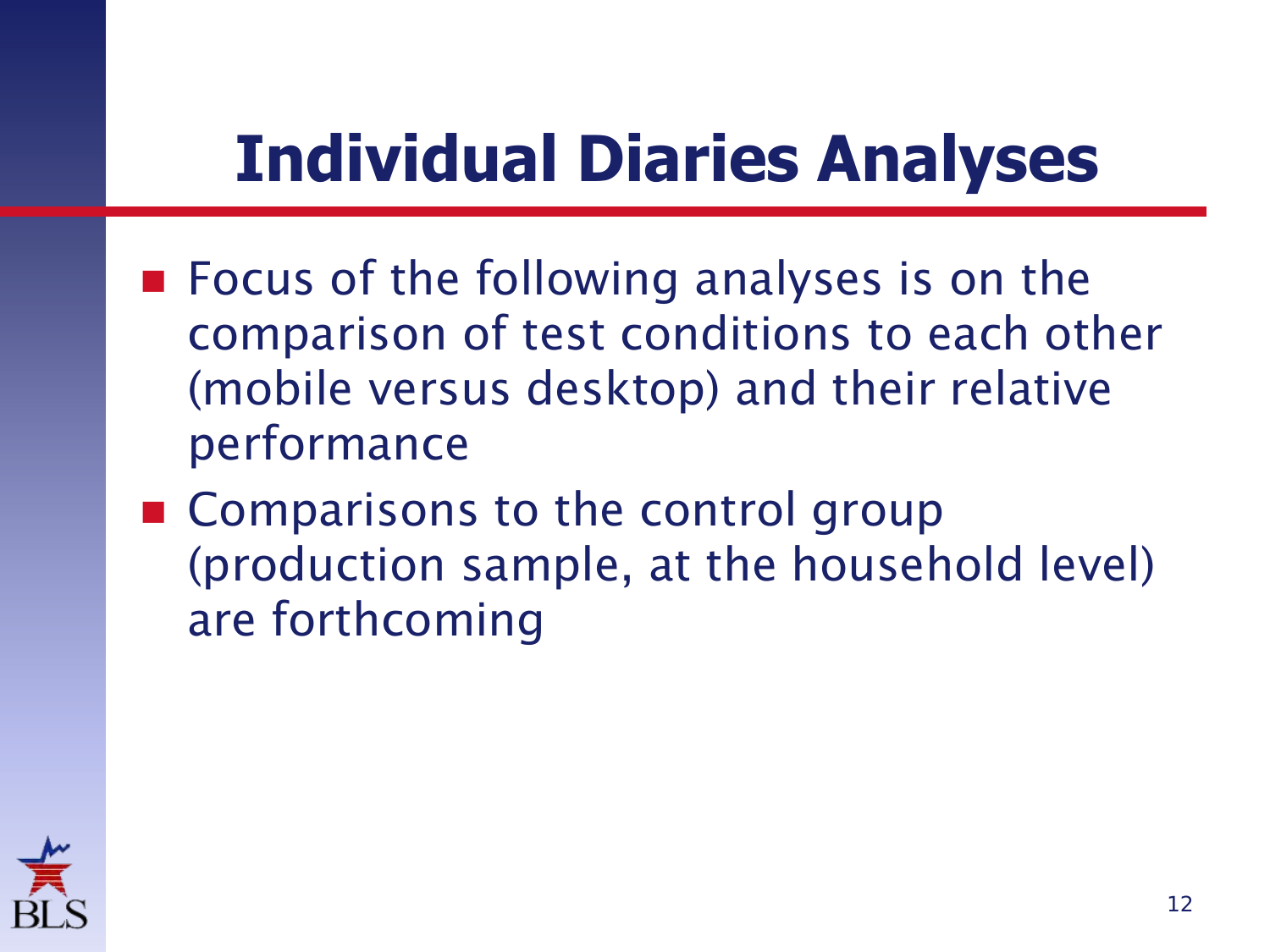# Individual Diaries Analyses

- Focus of the following analyses is on the comparison of test conditions to each other (mobile versus desktop) and their relative performance
- Comparisons to the control group (production sample, at the household level) are forthcoming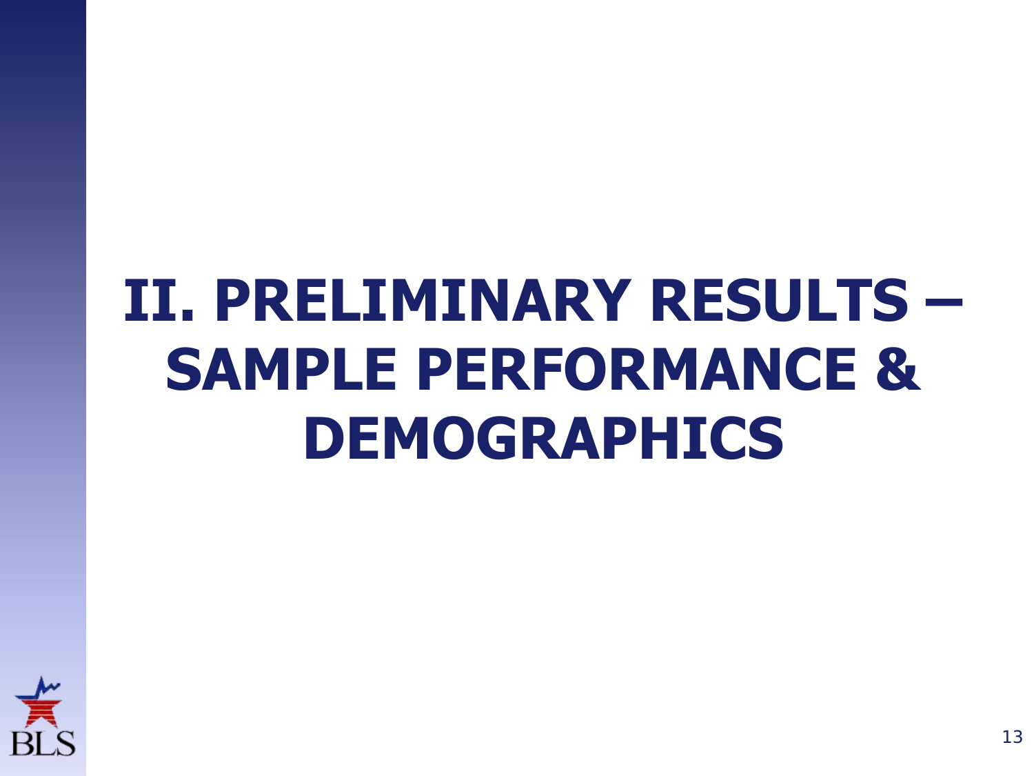# II. PRELIMINARY RESULTS – SAMPLE PERFORMANCE & DEMOGRAPHICS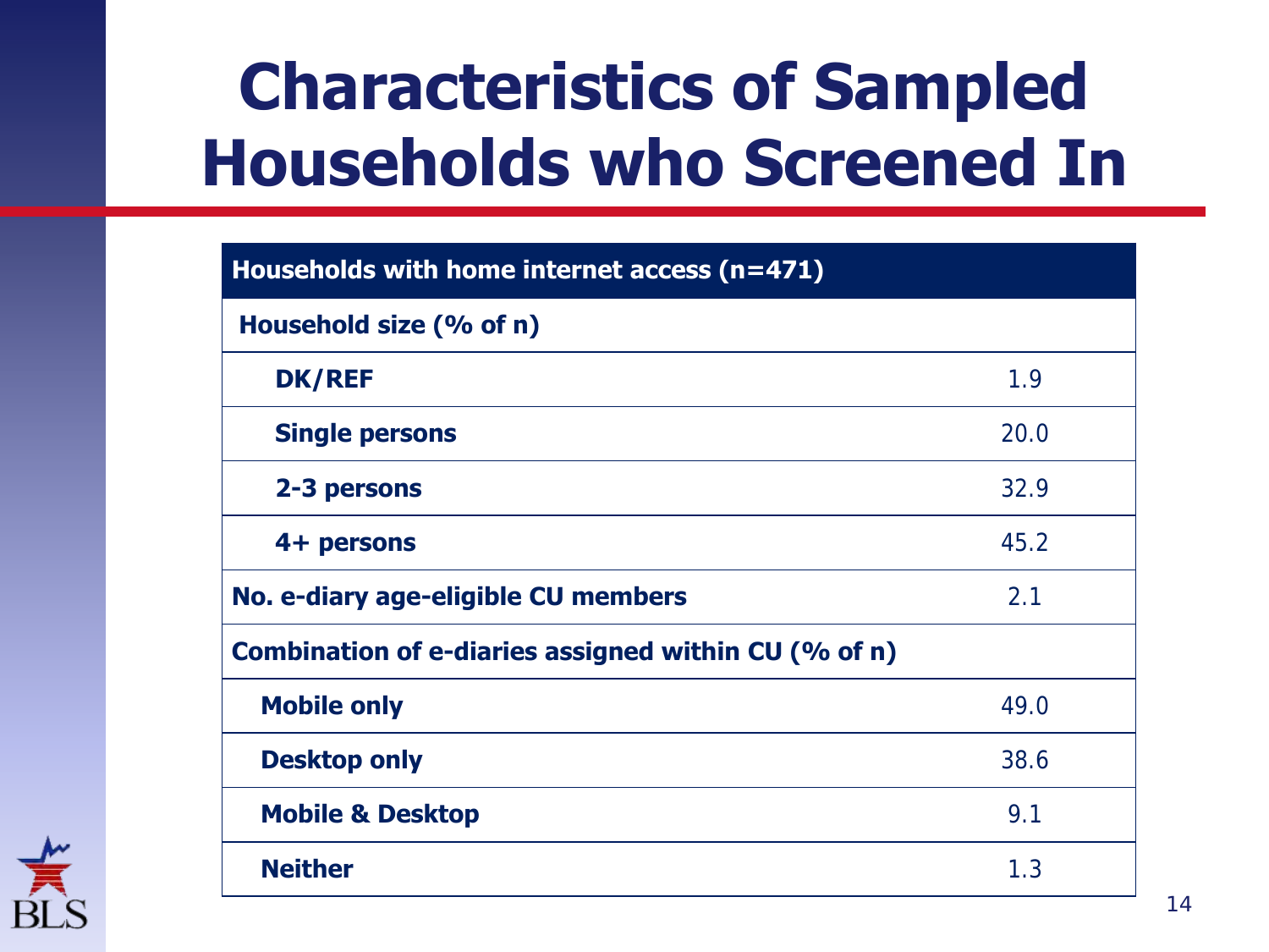# Characteristics of Sampled Households who Screened In

| Households with home internet access (n=471) | |
|---|---|
| **Household size (% of n)** | |
| DK/REF | 1.9 |
| Single persons | 20.0 |
| 2-3 persons | 32.9 |
| 4+ persons | 45.2 |
| **No. e-diary age-eligible CU members** | 2.1 |
| **Combination of e-diaries assigned within CU (% of n)** | |
| Mobile only | 49.0 |
| Desktop only | 38.6 |
| Mobile & Desktop | 9.1 |
| Neither | 1.3 |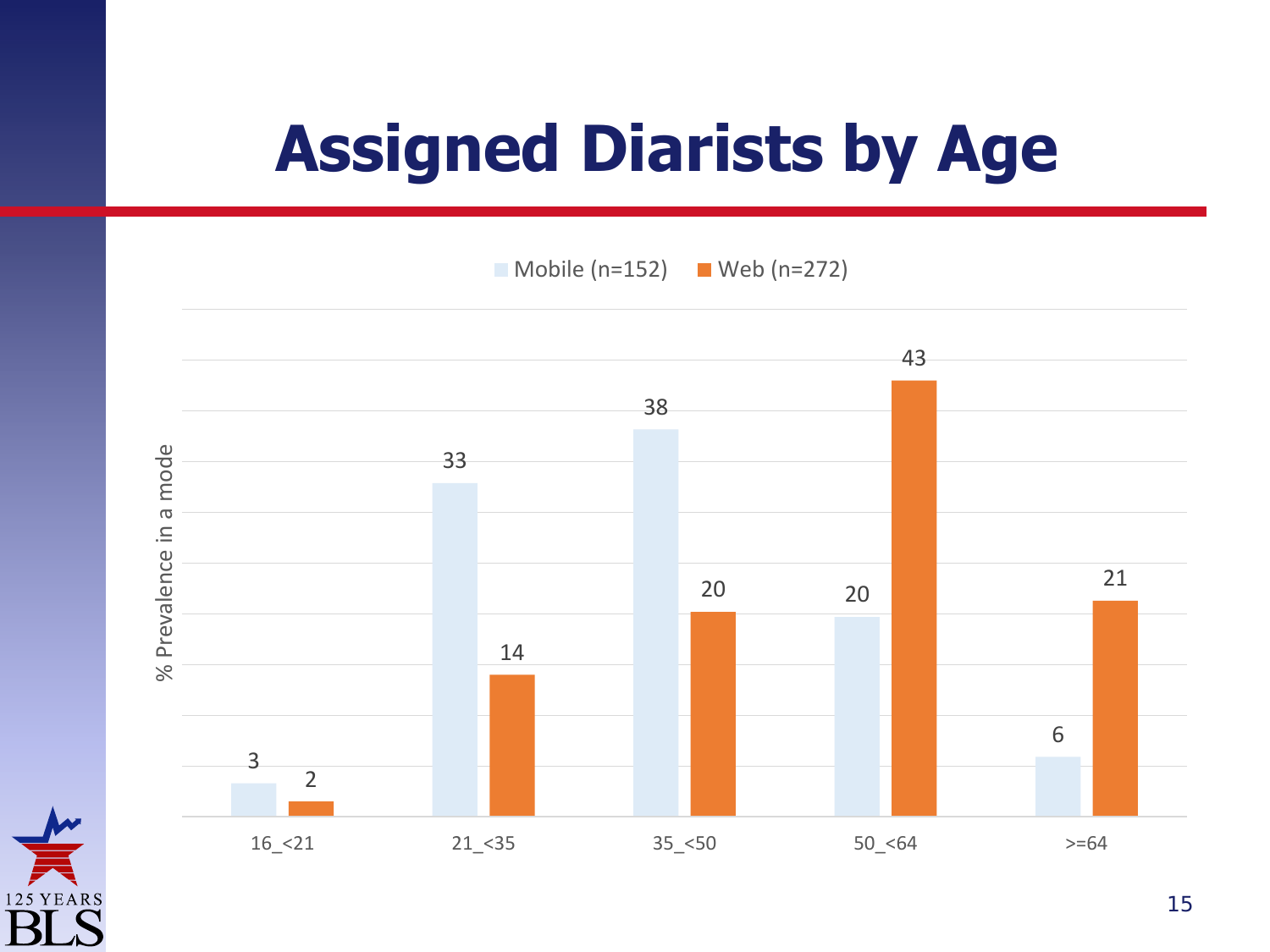# Assigned Diarists by Age

| Age | Mobile (n=152) | Web (n=272) |
| --- | --- | --- |
| 16_<21 | 3 | 2 |
| 21_<35 | 33 | 14 |
| 35_<50 | 38 | 20 |
| 50_<64 | 20 | 43 |
| >=64 | 6 | 21 |

% Prevalence in a mode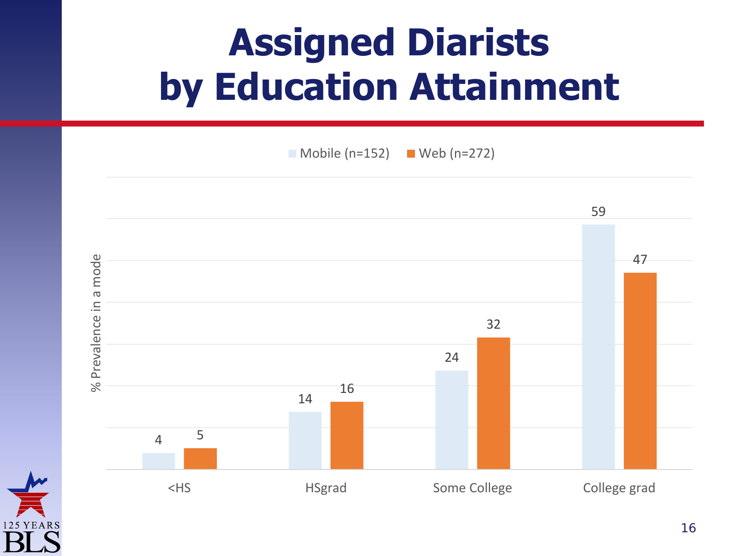# Assigned Diarists by Education Attainment

| | Mobile (n=152) | Web (n=272) |
| --- | --- | --- |
| <HS | 4 | 5 |
| HSgrad | 14 | 16 |
| Some College | 24 | 32 |
| College grad | 59 | 47 |

% Prevalence in a mode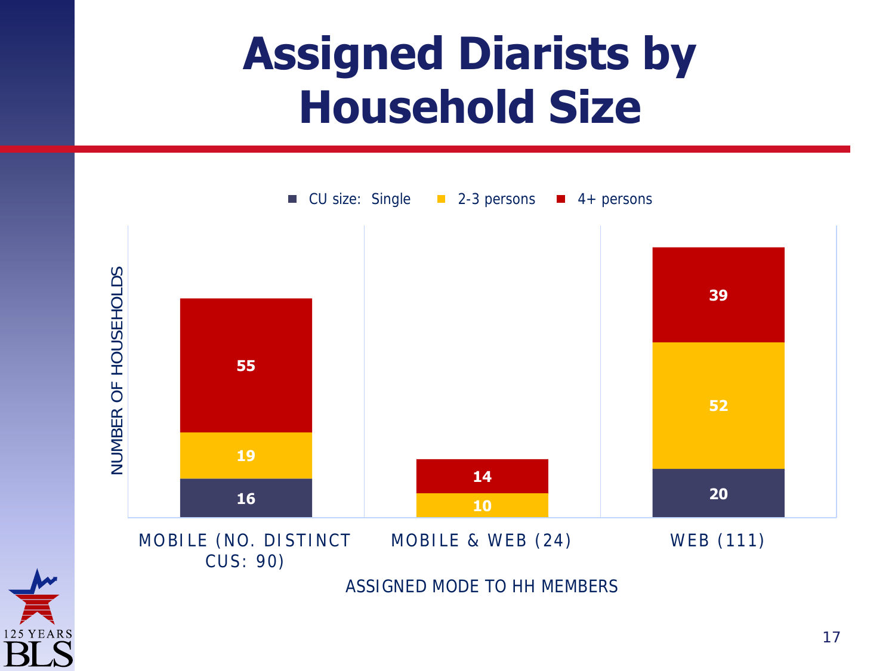# Assigned Diarists by Household Size

| Assigned mode to HH members | CU size: Single | 2-3 persons | 4+ persons |
| --- | --- | --- | --- |
| Mobile (No. distinct CUs: 90) | 16 | 19 | 55 |
| Mobile & Web (24) | | 10 | 14 |
| Web (111) | 20 | 52 | 39 |

Y-axis: Number of households
X-axis: Assigned mode to HH members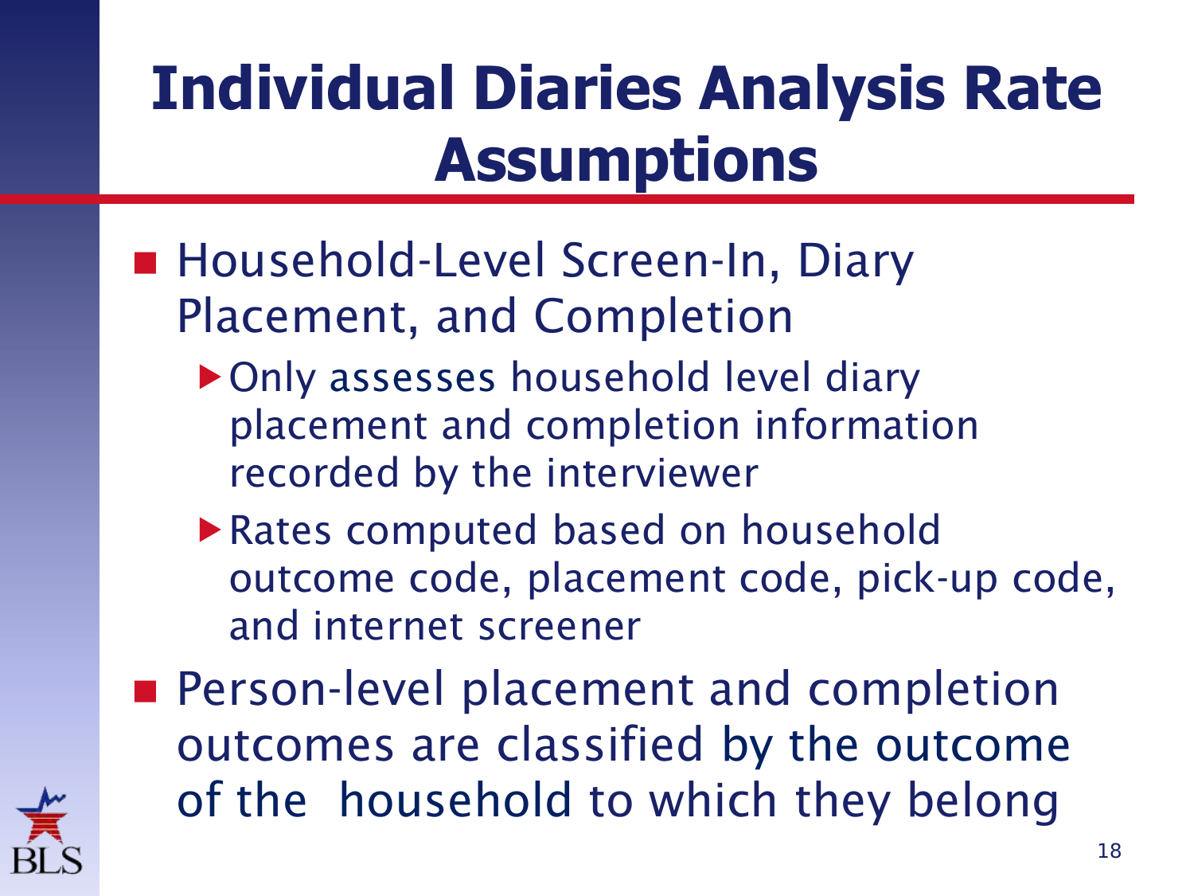# Individual Diaries Analysis Rate Assumptions

- Household-Level Screen-In, Diary Placement, and Completion
  - Only assesses household level diary placement and completion information recorded by the interviewer
  - Rates computed based on household outcome code, placement code, pick-up code, and internet screener
- Person-level placement and completion outcomes are classified by the outcome of the household to which they belong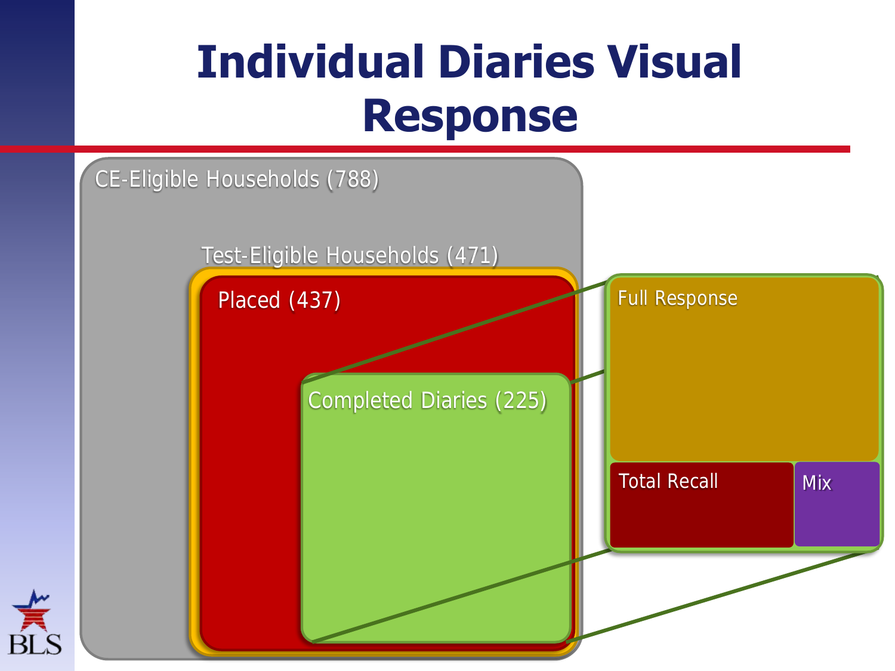# Individual Diaries Visual Response

CE-Eligible Households (788)

Test-Eligible Households (471)

Placed (437)

Completed Diaries (225)

Full Response

Total Recall

Mix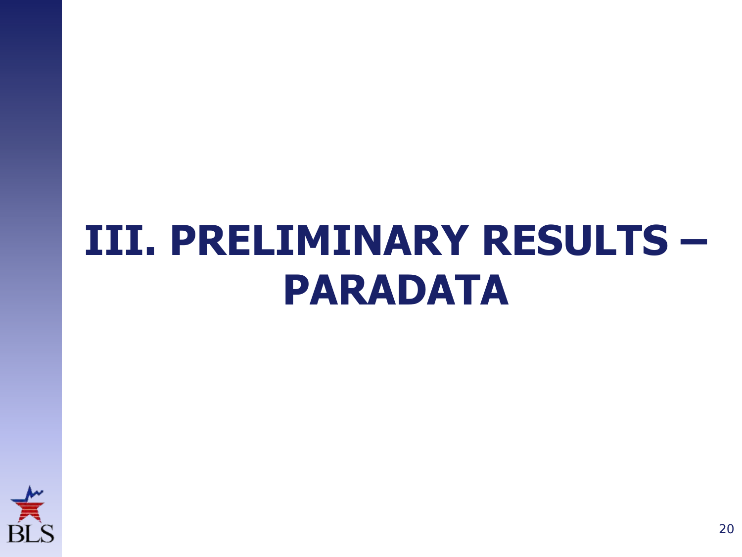# III. PRELIMINARY RESULTS – PARADATA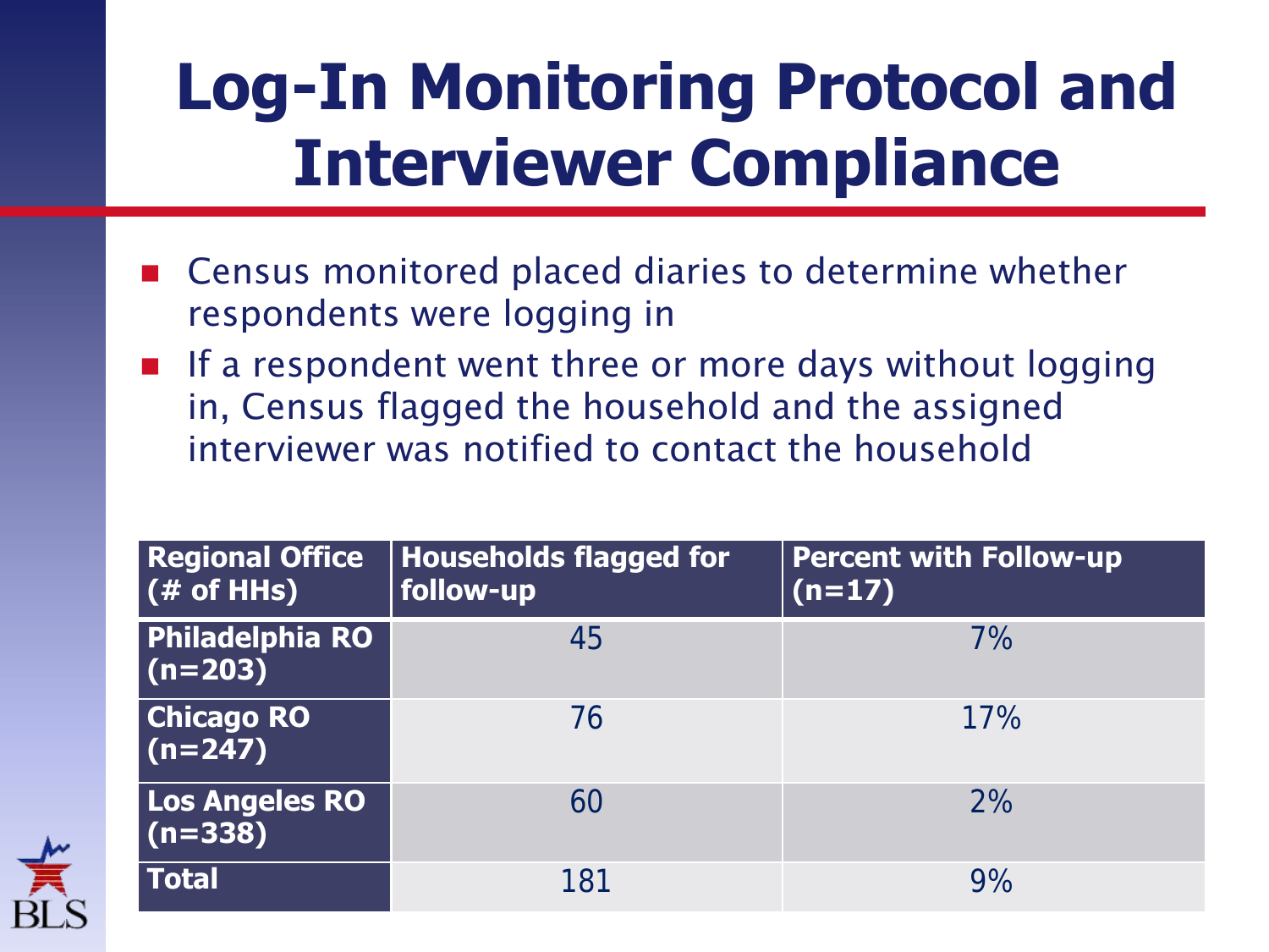# Log-In Monitoring Protocol and Interviewer Compliance

- Census monitored placed diaries to determine whether respondents were logging in
- If a respondent went three or more days without logging in, Census flagged the household and the assigned interviewer was notified to contact the household

| Regional Office (# of HHs) | Households flagged for follow-up | Percent with Follow-up (n=17) |
|---|---|---|
| Philadelphia RO (n=203) | 45 | 7% |
| Chicago RO (n=247) | 76 | 17% |
| Los Angeles RO (n=338) | 60 | 2% |
| Total | 181 | 9% |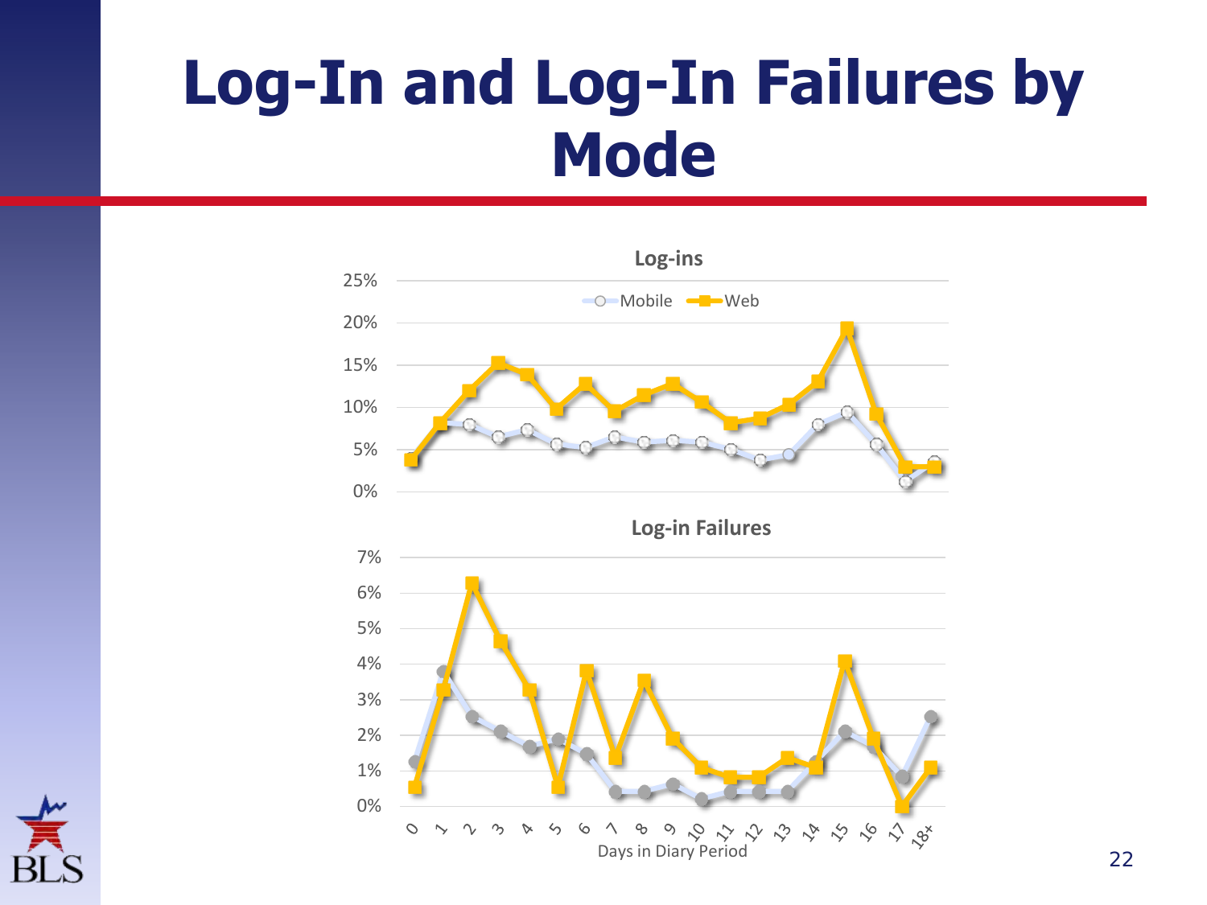# Log-In and Log-In Failures by Mode

Log-ins

Mobile  Web

Log-in Failures

Days in Diary Period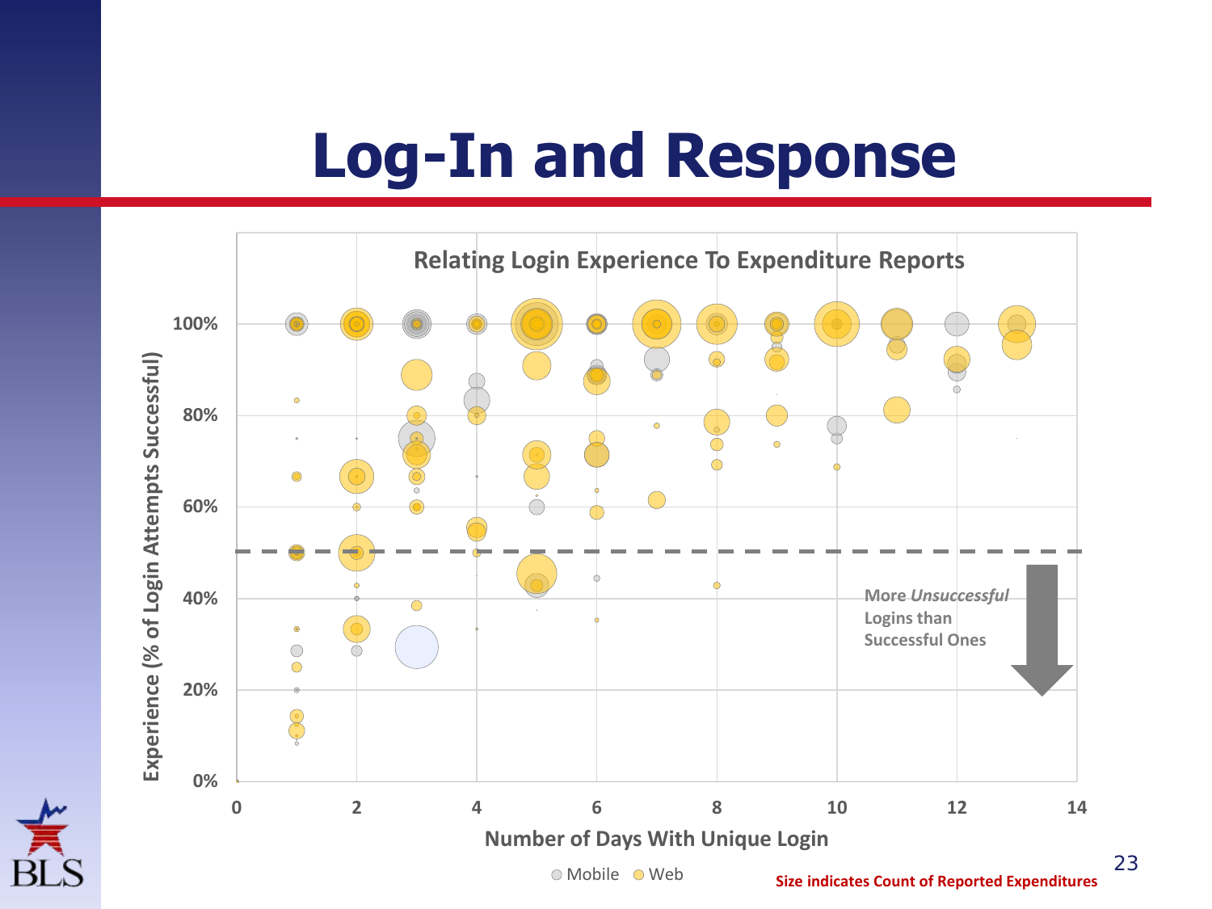# Log-In and Response

**Relating Login Experience To Expenditure Reports**

Experience (% of Login Attempts Successful)

Number of Days With Unique Login

Mobile · Web

More *Unsuccessful* Logins than Successful Ones

**Size indicates Count of Reported Expenditures**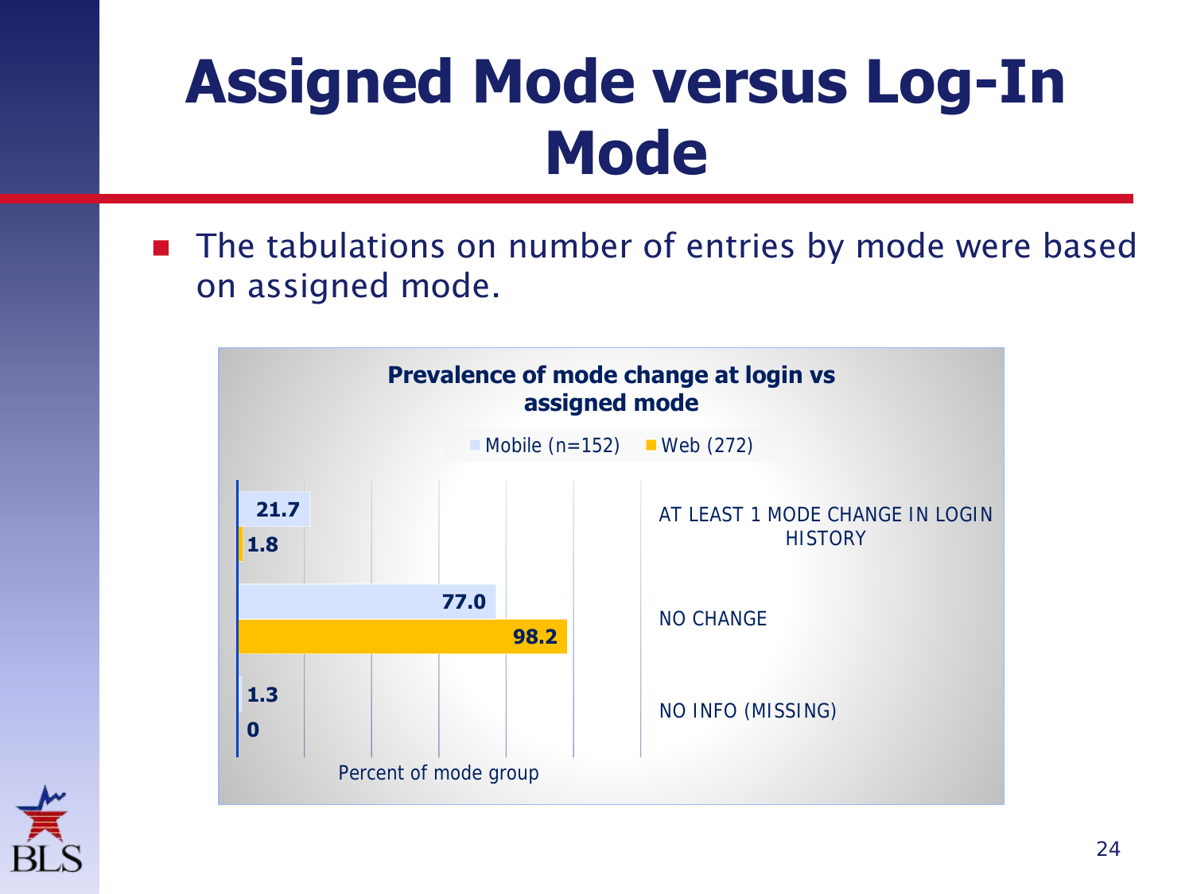# Assigned Mode versus Log-In Mode

- The tabulations on number of entries by mode were based on assigned mode.

**Prevalence of mode change at login vs assigned mode**

| | Mobile (n=152) | Web (272) |
|---|---|---|
| AT LEAST 1 MODE CHANGE IN LOGIN HISTORY | 21.7 | 1.8 |
| NO CHANGE | 77.0 | 98.2 |
| NO INFO (MISSING) | 1.3 | 0 |

Percent of mode group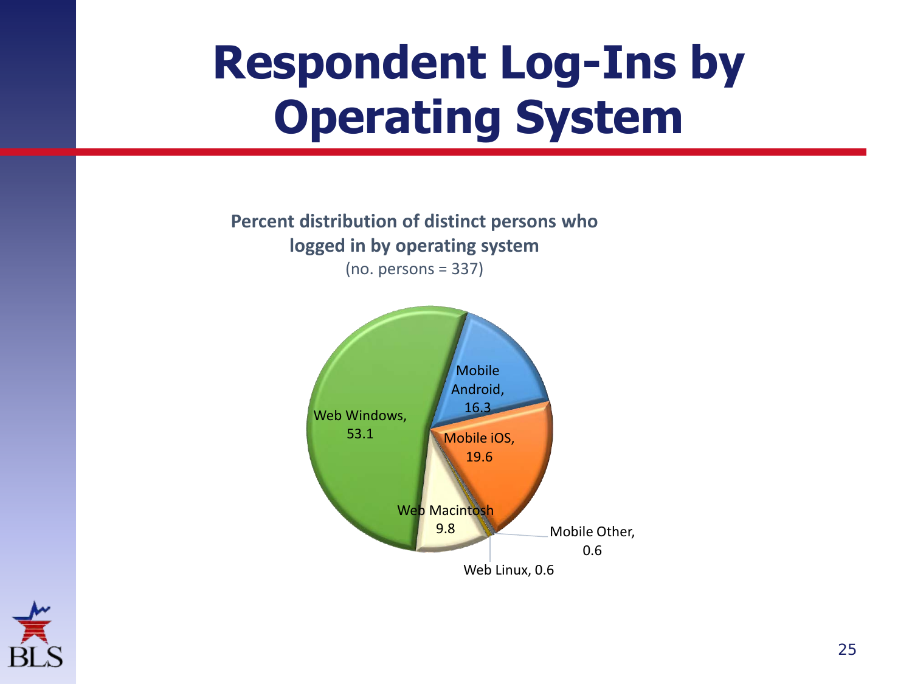# Respondent Log-Ins by Operating System

**Percent distribution of distinct persons who logged in by operating system**

(no. persons = 337)

| Operating system | Percent |
|---|---|
| Web Windows | 53.1 |
| Mobile Android | 16.3 |
| Mobile iOS | 19.6 |
| Mobile Other | 0.6 |
| Web Linux | 0.6 |
| Web Macintosh | 9.8 |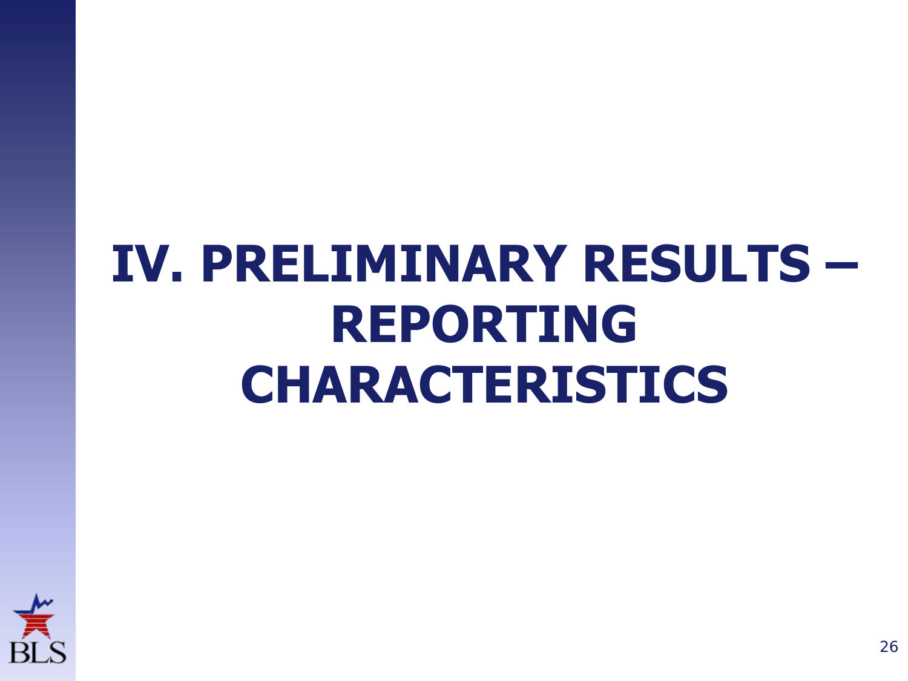# IV. PRELIMINARY RESULTS – REPORTING CHARACTERISTICS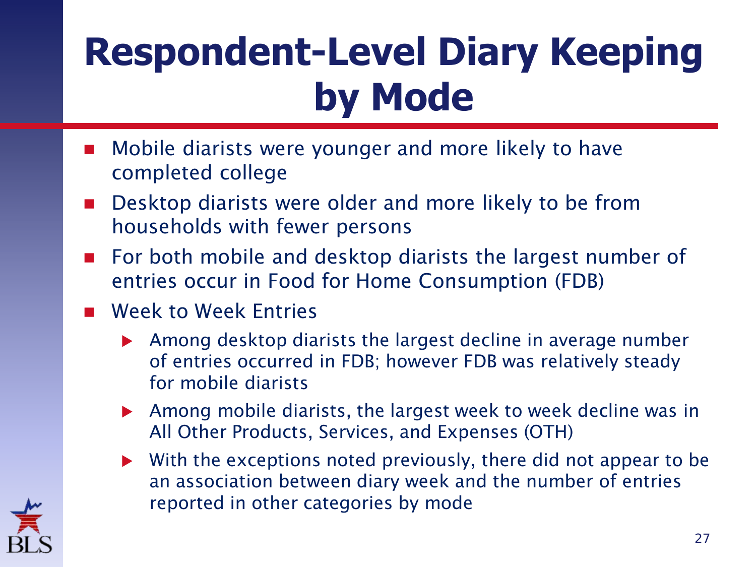# Respondent-Level Diary Keeping by Mode

- Mobile diarists were younger and more likely to have completed college
- Desktop diarists were older and more likely to be from households with fewer persons
- For both mobile and desktop diarists the largest number of entries occur in Food for Home Consumption (FDB)
- Week to Week Entries
  - Among desktop diarists the largest decline in average number of entries occurred in FDB; however FDB was relatively steady for mobile diarists
  - Among mobile diarists, the largest week to week decline was in All Other Products, Services, and Expenses (OTH)
  - With the exceptions noted previously, there did not appear to be an association between diary week and the number of entries reported in other categories by mode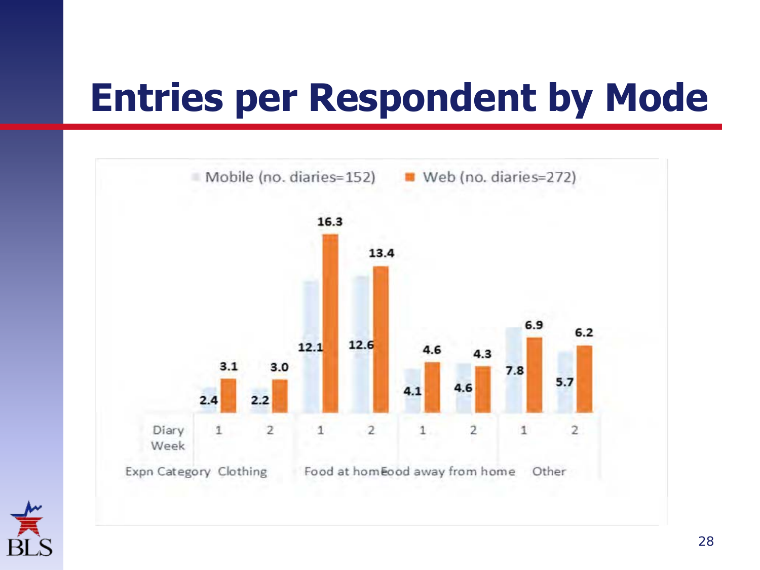# Entries per Respondent by Mode

| Expn Category | Diary Week | Mobile (no. diaries=152) | Web (no. diaries=272) |
|---|---|---|---|
| Clothing | 1 | 2.4 | 3.1 |
| Clothing | 2 | 2.2 | 3.0 |
| Food at home | 1 | 12.1 | 16.3 |
| Food at home | 2 | 12.6 | 13.4 |
| Food away from home | 1 | 4.1 | 4.6 |
| Food away from home | 2 | 4.6 | 4.3 |
| Other | 1 | 7.8 | 6.9 |
| Other | 2 | 5.7 | 6.2 |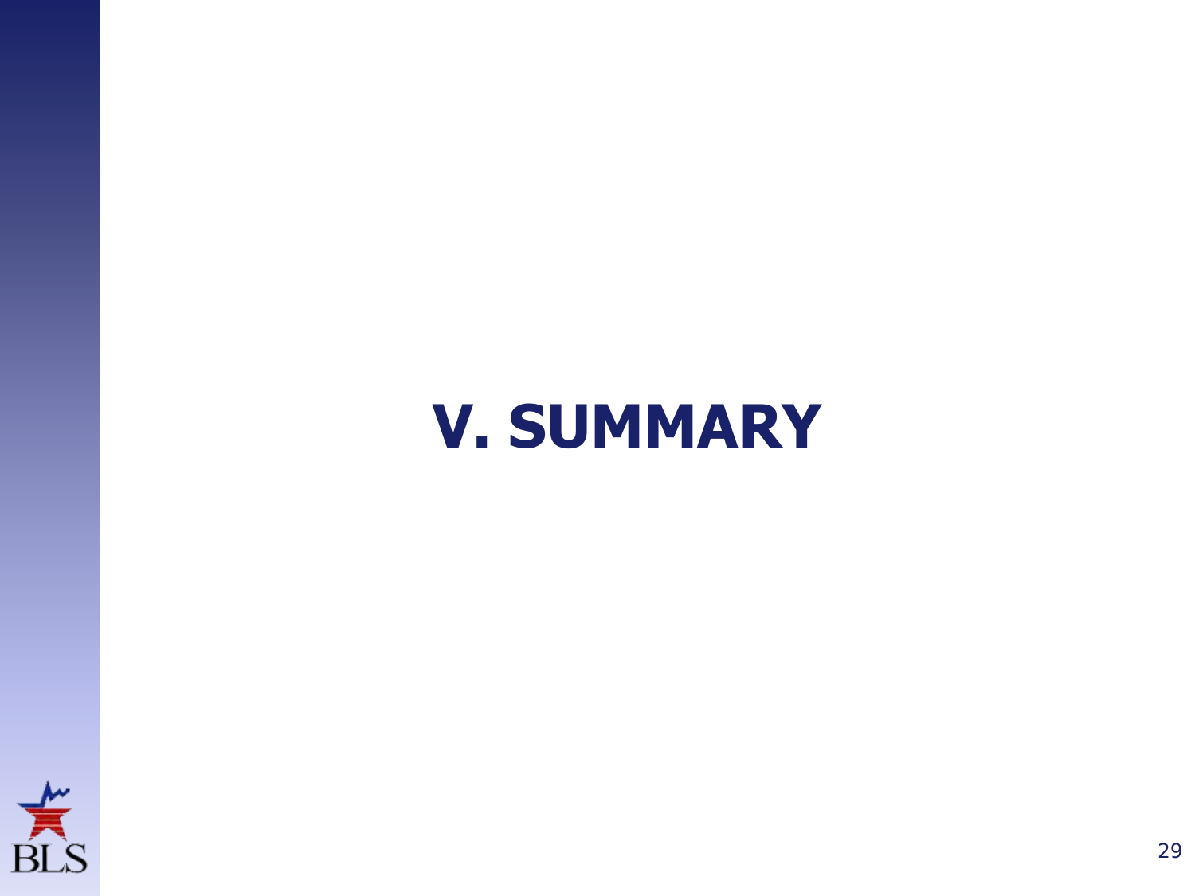# V. SUMMARY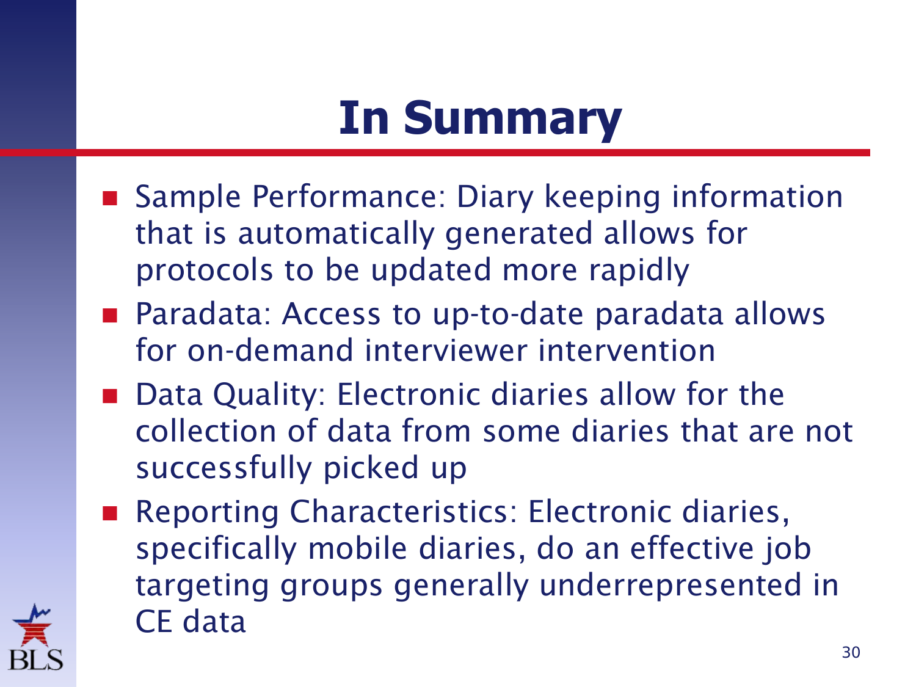# In Summary

- Sample Performance: Diary keeping information that is automatically generated allows for protocols to be updated more rapidly
- Paradata: Access to up-to-date paradata allows for on-demand interviewer intervention
- Data Quality: Electronic diaries allow for the collection of data from some diaries that are not successfully picked up
- Reporting Characteristics: Electronic diaries, specifically mobile diaries, do an effective job targeting groups generally underrepresented in CE data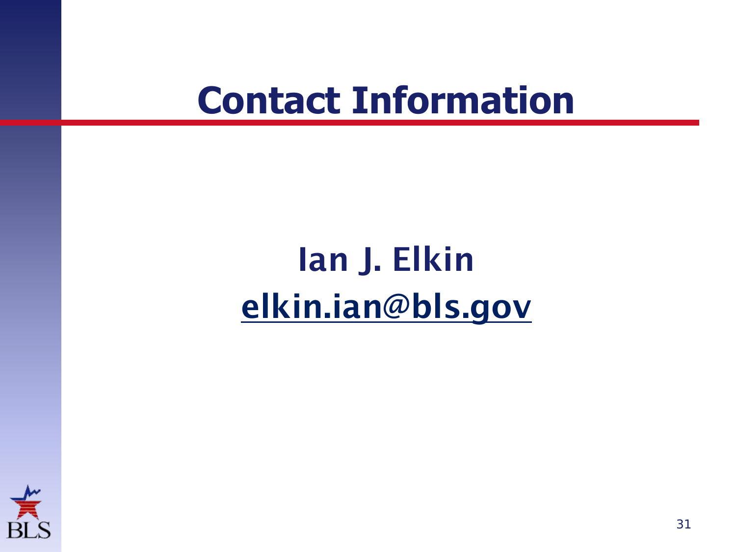# Contact Information

**Ian J. Elkin**

**elkin.ian@bls.gov**